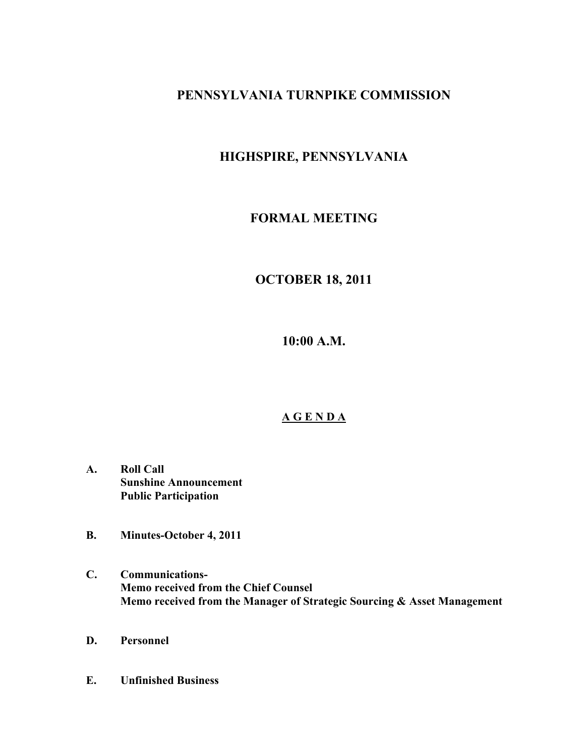# PENNSYLVANIA TURNPIKE COMMISSION

## HIGHSPIRE, PENNSYLVANIA

## FORMAL MEETING

## OCTOBER 18, 2011

## 10:00 A.M.

### A G E N D A

**A. Roll Call**
**Sunshine Announcement**
**Public Participation**

**B. Minutes-October 4, 2011**

**C. Communications-**
**Memo received from the Chief Counsel**
**Memo received from the Manager of Strategic Sourcing & Asset Management**

**D. Personnel**

**E. Unfinished Business**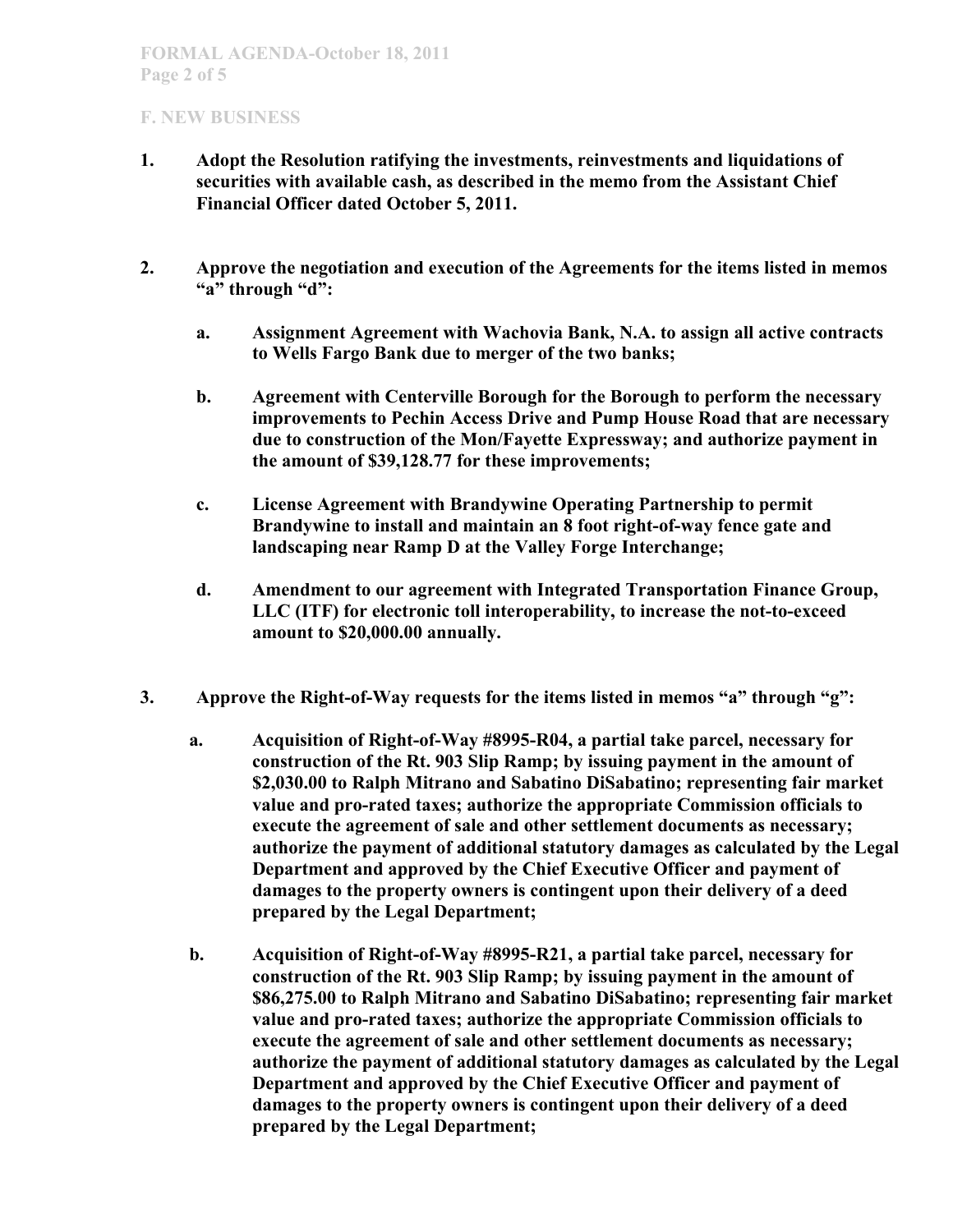## F. NEW BUSINESS

1. **Adopt the Resolution ratifying the investments, reinvestments and liquidations of securities with available cash, as described in the memo from the Assistant Chief Financial Officer dated October 5, 2011.**

2. **Approve the negotiation and execution of the Agreements for the items listed in memos "a" through "d":**

   a. **Assignment Agreement with Wachovia Bank, N.A. to assign all active contracts to Wells Fargo Bank due to merger of the two banks;**

   b. **Agreement with Centerville Borough for the Borough to perform the necessary improvements to Pechin Access Drive and Pump House Road that are necessary due to construction of the Mon/Fayette Expressway; and authorize payment in the amount of $39,128.77 for these improvements;**

   c. **License Agreement with Brandywine Operating Partnership to permit Brandywine to install and maintain an 8 foot right-of-way fence gate and landscaping near Ramp D at the Valley Forge Interchange;**

   d. **Amendment to our agreement with Integrated Transportation Finance Group, LLC (ITF) for electronic toll interoperability, to increase the not-to-exceed amount to $20,000.00 annually.**

3. **Approve the Right-of-Way requests for the items listed in memos "a" through "g":**

   a. **Acquisition of Right-of-Way #8995-R04, a partial take parcel, necessary for construction of the Rt. 903 Slip Ramp; by issuing payment in the amount of $2,030.00 to Ralph Mitrano and Sabatino DiSabatino; representing fair market value and pro-rated taxes; authorize the appropriate Commission officials to execute the agreement of sale and other settlement documents as necessary; authorize the payment of additional statutory damages as calculated by the Legal Department and approved by the Chief Executive Officer and payment of damages to the property owners is contingent upon their delivery of a deed prepared by the Legal Department;**

   b. **Acquisition of Right-of-Way #8995-R21, a partial take parcel, necessary for construction of the Rt. 903 Slip Ramp; by issuing payment in the amount of $86,275.00 to Ralph Mitrano and Sabatino DiSabatino; representing fair market value and pro-rated taxes; authorize the appropriate Commission officials to execute the agreement of sale and other settlement documents as necessary; authorize the payment of additional statutory damages as calculated by the Legal Department and approved by the Chief Executive Officer and payment of damages to the property owners is contingent upon their delivery of a deed prepared by the Legal Department;**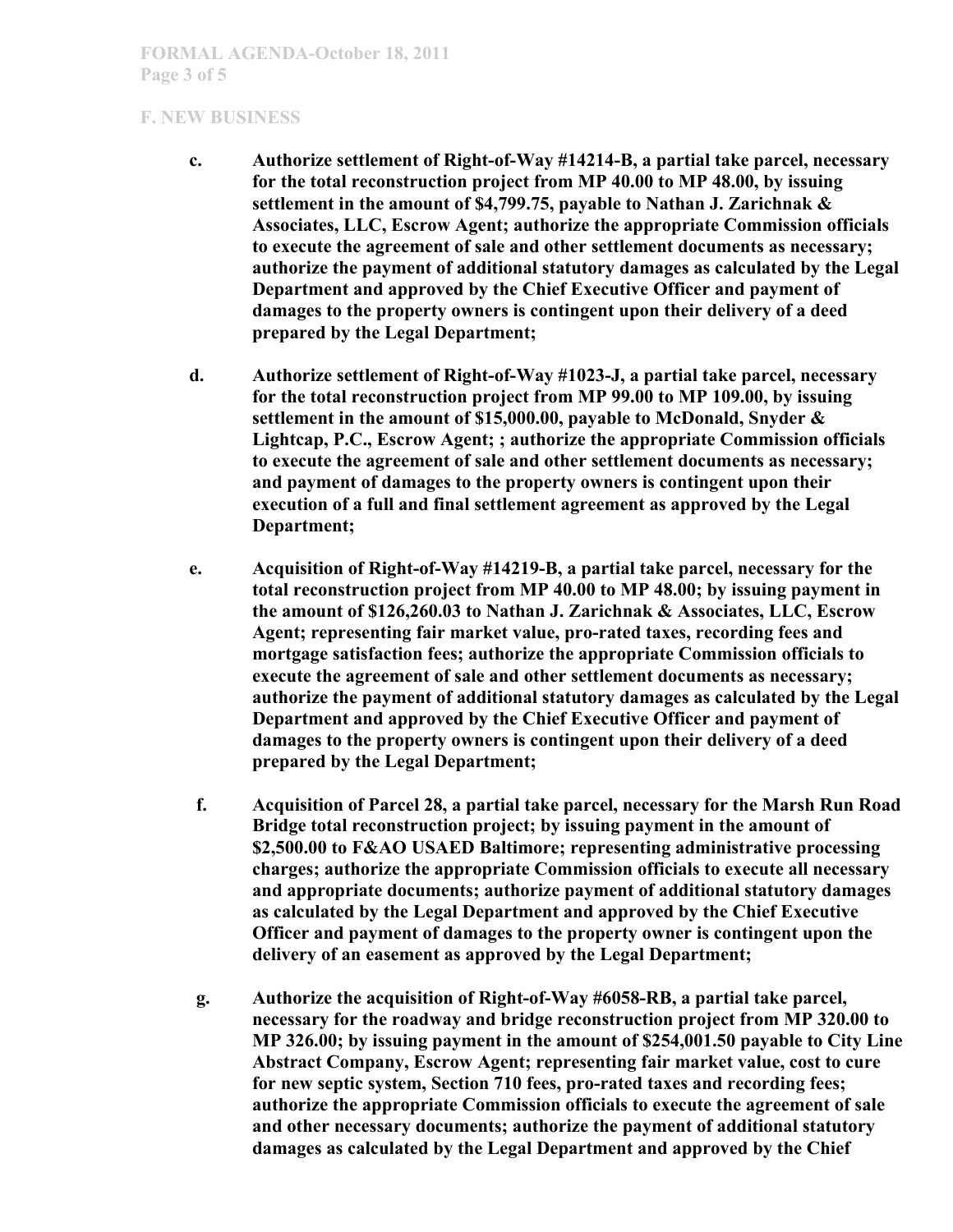## F. NEW BUSINESS

c. **Authorize settlement of Right-of-Way #14214-B, a partial take parcel, necessary for the total reconstruction project from MP 40.00 to MP 48.00, by issuing settlement in the amount of $4,799.75, payable to Nathan J. Zarichnak & Associates, LLC, Escrow Agent; authorize the appropriate Commission officials to execute the agreement of sale and other settlement documents as necessary; authorize the payment of additional statutory damages as calculated by the Legal Department and approved by the Chief Executive Officer and payment of damages to the property owners is contingent upon their delivery of a deed prepared by the Legal Department;**

d. **Authorize settlement of Right-of-Way #1023-J, a partial take parcel, necessary for the total reconstruction project from MP 99.00 to MP 109.00, by issuing settlement in the amount of $15,000.00, payable to McDonald, Snyder & Lightcap, P.C., Escrow Agent; ; authorize the appropriate Commission officials to execute the agreement of sale and other settlement documents as necessary; and payment of damages to the property owners is contingent upon their execution of a full and final settlement agreement as approved by the Legal Department;**

e. **Acquisition of Right-of-Way #14219-B, a partial take parcel, necessary for the total reconstruction project from MP 40.00 to MP 48.00; by issuing payment in the amount of $126,260.03 to Nathan J. Zarichnak & Associates, LLC, Escrow Agent; representing fair market value, pro-rated taxes, recording fees and mortgage satisfaction fees; authorize the appropriate Commission officials to execute the agreement of sale and other settlement documents as necessary; authorize the payment of additional statutory damages as calculated by the Legal Department and approved by the Chief Executive Officer and payment of damages to the property owners is contingent upon their delivery of a deed prepared by the Legal Department;**

f. **Acquisition of Parcel 28, a partial take parcel, necessary for the Marsh Run Road Bridge total reconstruction project; by issuing payment in the amount of $2,500.00 to F&AO USAED Baltimore; representing administrative processing charges; authorize the appropriate Commission officials to execute all necessary and appropriate documents; authorize payment of additional statutory damages as calculated by the Legal Department and approved by the Chief Executive Officer and payment of damages to the property owner is contingent upon the delivery of an easement as approved by the Legal Department;**

g. **Authorize the acquisition of Right-of-Way #6058-RB, a partial take parcel, necessary for the roadway and bridge reconstruction project from MP 320.00 to MP 326.00; by issuing payment in the amount of $254,001.50 payable to City Line Abstract Company, Escrow Agent; representing fair market value, cost to cure for new septic system, Section 710 fees, pro-rated taxes and recording fees; authorize the appropriate Commission officials to execute the agreement of sale and other necessary documents; authorize the payment of additional statutory damages as calculated by the Legal Department and approved by the Chief**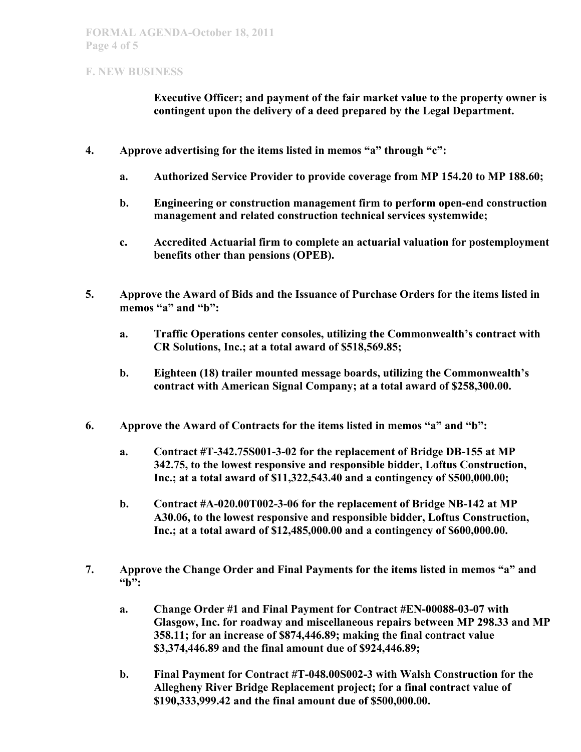## F. NEW BUSINESS

**Executive Officer; and payment of the fair market value to the property owner is contingent upon the delivery of a deed prepared by the Legal Department.**

**4. Approve advertising for the items listed in memos "a" through "c":**

- **a. Authorized Service Provider to provide coverage from MP 154.20 to MP 188.60;**
- **b. Engineering or construction management firm to perform open-end construction management and related construction technical services systemwide;**
- **c. Accredited Actuarial firm to complete an actuarial valuation for postemployment benefits other than pensions (OPEB).**

**5. Approve the Award of Bids and the Issuance of Purchase Orders for the items listed in memos "a" and "b":**

- **a. Traffic Operations center consoles, utilizing the Commonwealth's contract with CR Solutions, Inc.; at a total award of $518,569.85;**
- **b. Eighteen (18) trailer mounted message boards, utilizing the Commonwealth's contract with American Signal Company; at a total award of $258,300.00.**

**6. Approve the Award of Contracts for the items listed in memos "a" and "b":**

- **a. Contract #T-342.75S001-3-02 for the replacement of Bridge DB-155 at MP 342.75, to the lowest responsive and responsible bidder, Loftus Construction, Inc.; at a total award of $11,322,543.40 and a contingency of $500,000.00;**
- **b. Contract #A-020.00T002-3-06 for the replacement of Bridge NB-142 at MP A30.06, to the lowest responsive and responsible bidder, Loftus Construction, Inc.; at a total award of $12,485,000.00 and a contingency of $600,000.00.**

**7. Approve the Change Order and Final Payments for the items listed in memos "a" and "b":**

- **a. Change Order #1 and Final Payment for Contract #EN-00088-03-07 with Glasgow, Inc. for roadway and miscellaneous repairs between MP 298.33 and MP 358.11; for an increase of $874,446.89; making the final contract value $3,374,446.89 and the final amount due of $924,446.89;**
- **b. Final Payment for Contract #T-048.00S002-3 with Walsh Construction for the Allegheny River Bridge Replacement project; for a final contract value of $190,333,999.42 and the final amount due of $500,000.00.**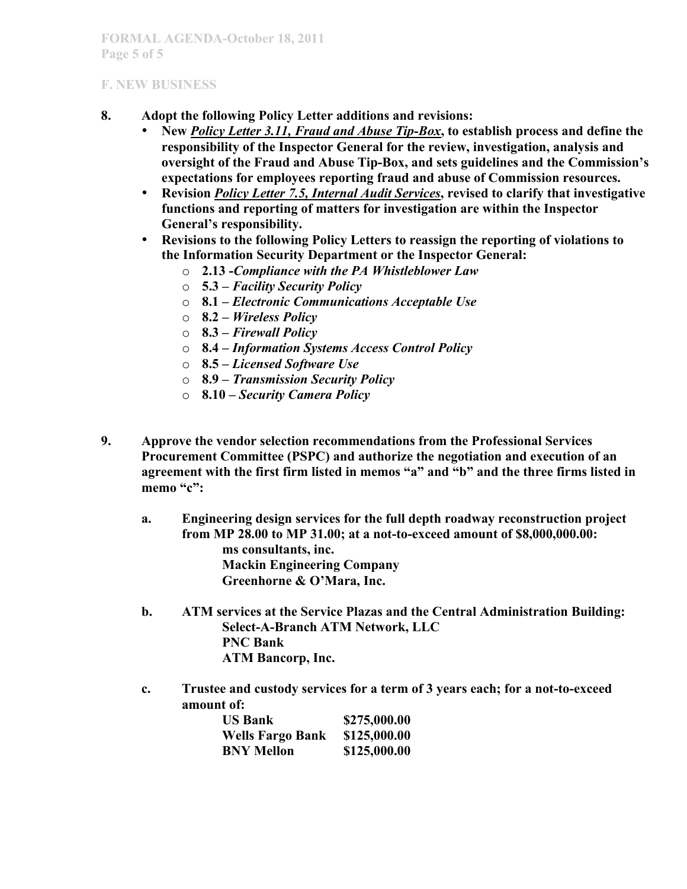## F. NEW BUSINESS

8. **Adopt the following Policy Letter additions and revisions:**
   - **New *Policy Letter 3.11, Fraud and Abuse Tip-Box*, to establish process and define the responsibility of the Inspector General for the review, investigation, analysis and oversight of the Fraud and Abuse Tip-Box, and sets guidelines and the Commission's expectations for employees reporting fraud and abuse of Commission resources.**
   - **Revision *Policy Letter 7.5, Internal Audit Services*, revised to clarify that investigative functions and reporting of matters for investigation are within the Inspector General's responsibility.**
   - **Revisions to the following Policy Letters to reassign the reporting of violations to the Information Security Department or the Inspector General:**
     - **2.13 -*Compliance with the PA Whistleblower Law***
     - **5.3 – *Facility Security Policy***
     - **8.1 – *Electronic Communications Acceptable Use***
     - **8.2 – *Wireless Policy***
     - **8.3 – *Firewall Policy***
     - **8.4 – *Information Systems Access Control Policy***
     - **8.5 – *Licensed Software Use***
     - **8.9 – *Transmission Security Policy***
     - **8.10 – *Security Camera Policy***

9. **Approve the vendor selection recommendations from the Professional Services Procurement Committee (PSPC) and authorize the negotiation and execution of an agreement with the first firm listed in memos "a" and "b" and the three firms listed in memo "c":**

   a. **Engineering design services for the full depth roadway reconstruction project from MP 28.00 to MP 31.00; at a not-to-exceed amount of $8,000,000.00:**
      **ms consultants, inc.**
      **Mackin Engineering Company**
      **Greenhorne & O'Mara, Inc.**

   b. **ATM services at the Service Plazas and the Central Administration Building:**
      **Select-A-Branch ATM Network, LLC**
      **PNC Bank**
      **ATM Bancorp, Inc.**

   c. **Trustee and custody services for a term of 3 years each; for a not-to-exceed amount of:**

| | |
|---|---|
| **US Bank** | **$275,000.00** |
| **Wells Fargo Bank** | **$125,000.00** |
| **BNY Mellon** | **$125,000.00** |